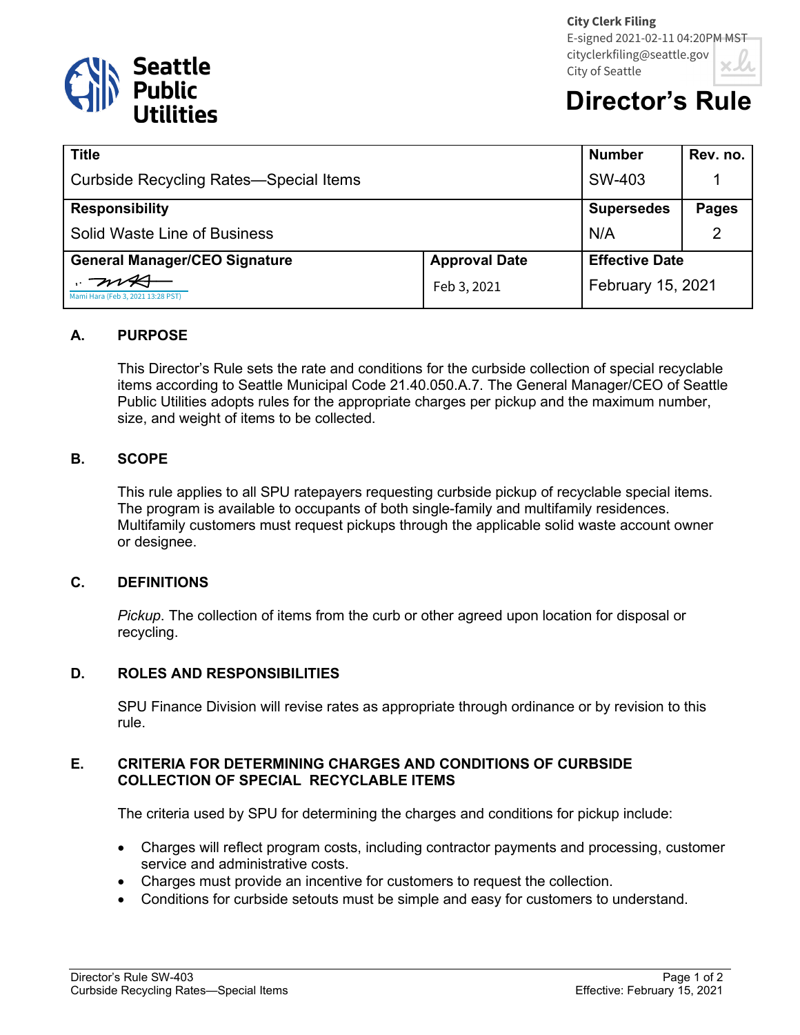City Clerk Filing
E-signed 2021-02-11 04:20PM MST
cityclerkfiling@seattle.gov
City of Seattle

Seattle Public Utilities

# Director's Rule

| Title | | Number | Rev. no. |
|---|---|---|---|
| Curbside Recycling Rates—Special Items | | SW-403 | 1 |
| **Responsibility** | | **Supersedes** | **Pages** |
| Solid Waste Line of Business | | N/A | 2 |
| **General Manager/CEO Signature** | **Approval Date** | **Effective Date** | |
| Mami Hara (Feb 3, 2021 13:28 PST) | Feb 3, 2021 | February 15, 2021 | |

## A. PURPOSE

This Director's Rule sets the rate and conditions for the curbside collection of special recyclable items according to Seattle Municipal Code 21.40.050.A.7. The General Manager/CEO of Seattle Public Utilities adopts rules for the appropriate charges per pickup and the maximum number, size, and weight of items to be collected.

## B. SCOPE

This rule applies to all SPU ratepayers requesting curbside pickup of recyclable special items. The program is available to occupants of both single-family and multifamily residences. Multifamily customers must request pickups through the applicable solid waste account owner or designee.

## C. DEFINITIONS

*Pickup*. The collection of items from the curb or other agreed upon location for disposal or recycling.

## D. ROLES AND RESPONSIBILITIES

SPU Finance Division will revise rates as appropriate through ordinance or by revision to this rule.

## E. CRITERIA FOR DETERMINING CHARGES AND CONDITIONS OF CURBSIDE COLLECTION OF SPECIAL RECYCLABLE ITEMS

The criteria used by SPU for determining the charges and conditions for pickup include:

- Charges will reflect program costs, including contractor payments and processing, customer service and administrative costs.
- Charges must provide an incentive for customers to request the collection.
- Conditions for curbside setouts must be simple and easy for customers to understand.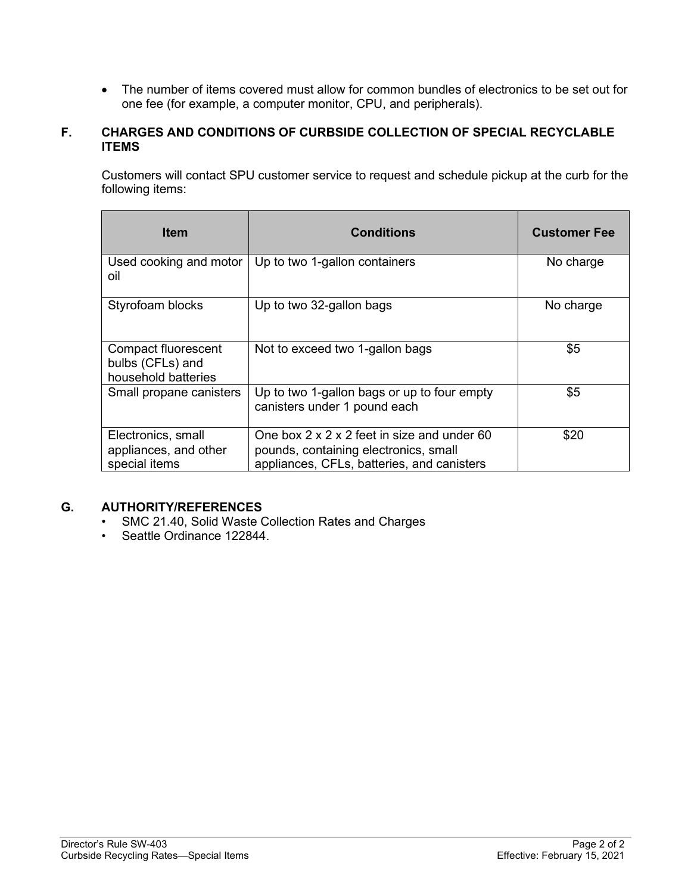- The number of items covered must allow for common bundles of electronics to be set out for one fee (for example, a computer monitor, CPU, and peripherals).

## F. CHARGES AND CONDITIONS OF CURBSIDE COLLECTION OF SPECIAL RECYCLABLE ITEMS

Customers will contact SPU customer service to request and schedule pickup at the curb for the following items:

| Item | Conditions | Customer Fee |
|---|---|---|
| Used cooking and motor oil | Up to two 1-gallon containers | No charge |
| Styrofoam blocks | Up to two 32-gallon bags | No charge |
| Compact fluorescent bulbs (CFLs) and household batteries | Not to exceed two 1-gallon bags | $5 |
| Small propane canisters | Up to two 1-gallon bags or up to four empty canisters under 1 pound each | $5 |
| Electronics, small appliances, and other special items | One box 2 x 2 x 2 feet in size and under 60 pounds, containing electronics, small appliances, CFLs, batteries, and canisters | $20 |

## G. AUTHORITY/REFERENCES

- SMC 21.40, Solid Waste Collection Rates and Charges
- Seattle Ordinance 122844.